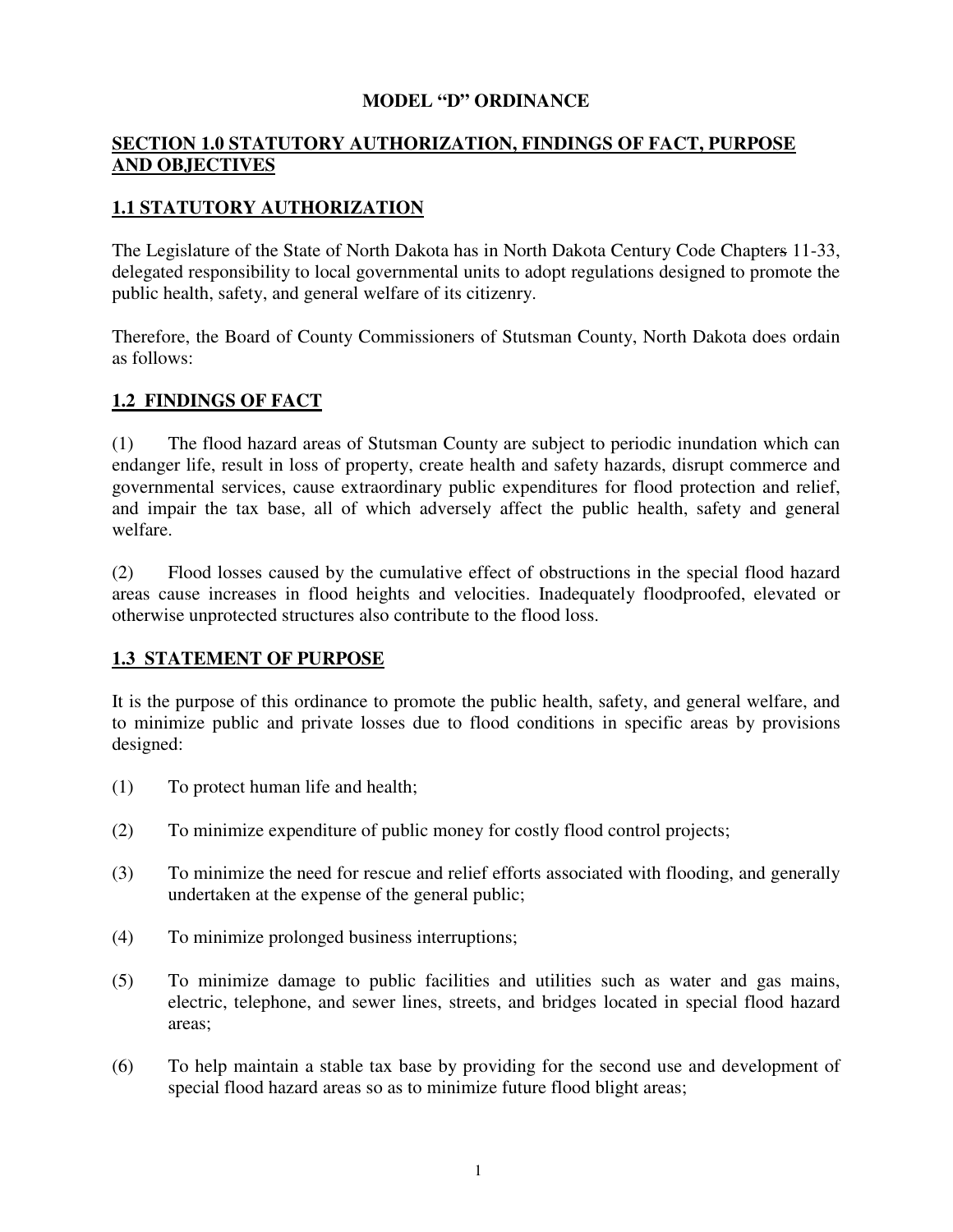# MODEL "D" ORDINANCE

## SECTION 1.0 STATUTORY AUTHORIZATION, FINDINGS OF FACT, PURPOSE AND OBJECTIVES

### 1.1 STATUTORY AUTHORIZATION

The Legislature of the State of North Dakota has in North Dakota Century Code Chapters 11-33, delegated responsibility to local governmental units to adopt regulations designed to promote the public health, safety, and general welfare of its citizenry.

Therefore, the Board of County Commissioners of Stutsman County, North Dakota does ordain as follows:

### 1.2 FINDINGS OF FACT

(1) The flood hazard areas of Stutsman County are subject to periodic inundation which can endanger life, result in loss of property, create health and safety hazards, disrupt commerce and governmental services, cause extraordinary public expenditures for flood protection and relief, and impair the tax base, all of which adversely affect the public health, safety and general welfare.

(2) Flood losses caused by the cumulative effect of obstructions in the special flood hazard areas cause increases in flood heights and velocities. Inadequately floodproofed, elevated or otherwise unprotected structures also contribute to the flood loss.

### 1.3 STATEMENT OF PURPOSE

It is the purpose of this ordinance to promote the public health, safety, and general welfare, and to minimize public and private losses due to flood conditions in specific areas by provisions designed:

(1) To protect human life and health;

(2) To minimize expenditure of public money for costly flood control projects;

(3) To minimize the need for rescue and relief efforts associated with flooding, and generally undertaken at the expense of the general public;

(4) To minimize prolonged business interruptions;

(5) To minimize damage to public facilities and utilities such as water and gas mains, electric, telephone, and sewer lines, streets, and bridges located in special flood hazard areas;

(6) To help maintain a stable tax base by providing for the second use and development of special flood hazard areas so as to minimize future flood blight areas;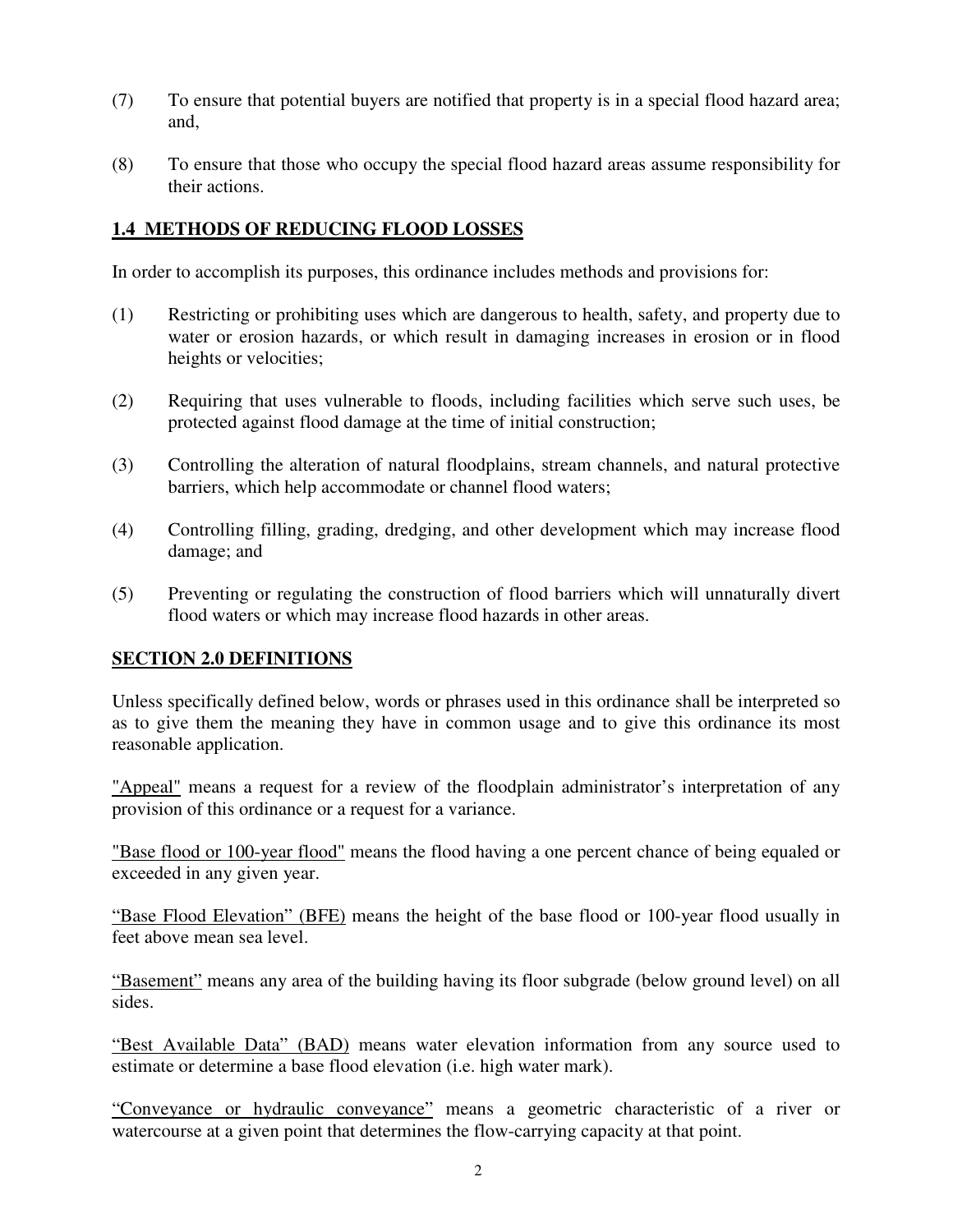(7) To ensure that potential buyers are notified that property is in a special flood hazard area; and,

(8) To ensure that those who occupy the special flood hazard areas assume responsibility for their actions.

## 1.4 METHODS OF REDUCING FLOOD LOSSES

In order to accomplish its purposes, this ordinance includes methods and provisions for:

(1) Restricting or prohibiting uses which are dangerous to health, safety, and property due to water or erosion hazards, or which result in damaging increases in erosion or in flood heights or velocities;

(2) Requiring that uses vulnerable to floods, including facilities which serve such uses, be protected against flood damage at the time of initial construction;

(3) Controlling the alteration of natural floodplains, stream channels, and natural protective barriers, which help accommodate or channel flood waters;

(4) Controlling filling, grading, dredging, and other development which may increase flood damage; and

(5) Preventing or regulating the construction of flood barriers which will unnaturally divert flood waters or which may increase flood hazards in other areas.

## SECTION 2.0 DEFINITIONS

Unless specifically defined below, words or phrases used in this ordinance shall be interpreted so as to give them the meaning they have in common usage and to give this ordinance its most reasonable application.

"Appeal" means a request for a review of the floodplain administrator's interpretation of any provision of this ordinance or a request for a variance.

"Base flood or 100-year flood" means the flood having a one percent chance of being equaled or exceeded in any given year.

"Base Flood Elevation" (BFE) means the height of the base flood or 100-year flood usually in feet above mean sea level.

"Basement" means any area of the building having its floor subgrade (below ground level) on all sides.

"Best Available Data" (BAD) means water elevation information from any source used to estimate or determine a base flood elevation (i.e. high water mark).

"Conveyance or hydraulic conveyance" means a geometric characteristic of a river or watercourse at a given point that determines the flow-carrying capacity at that point.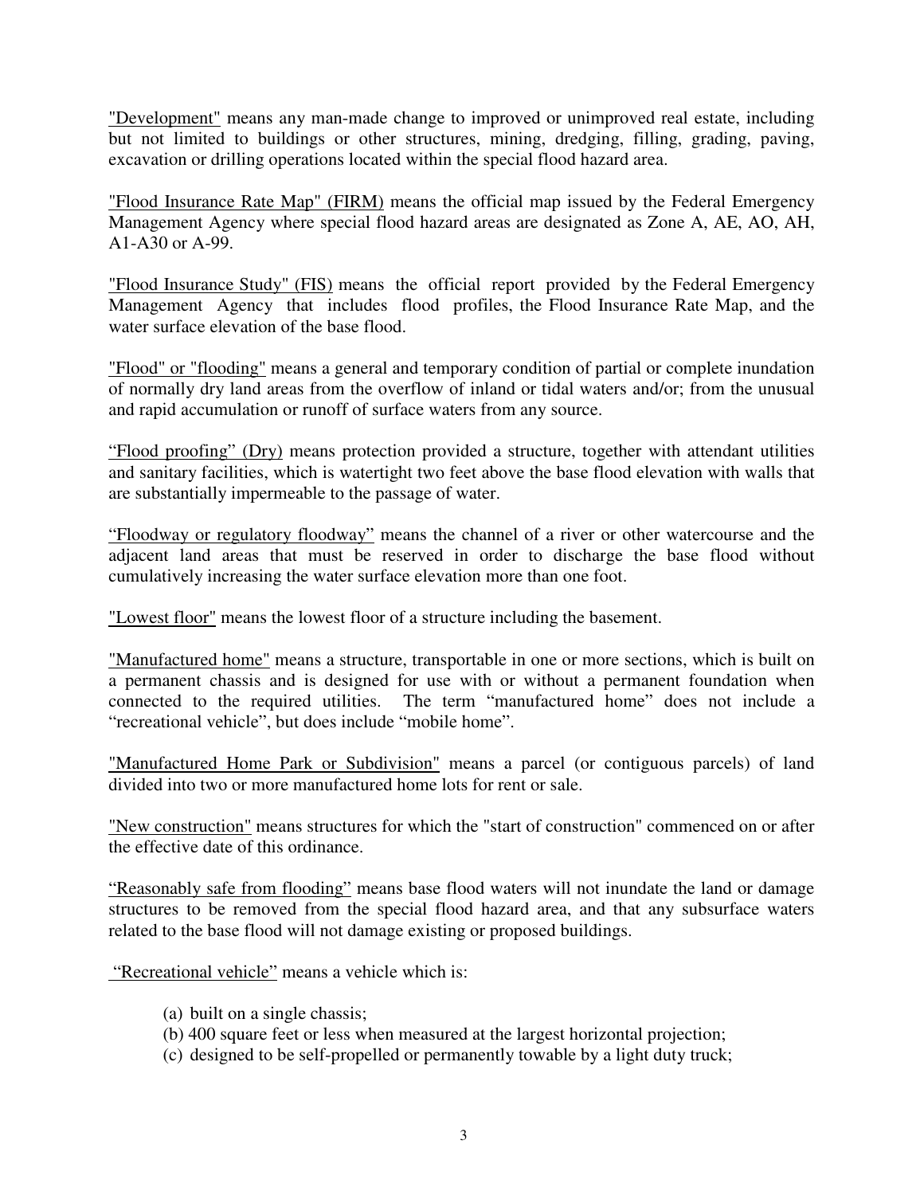<u>"Development"</u> means any man-made change to improved or unimproved real estate, including but not limited to buildings or other structures, mining, dredging, filling, grading, paving, excavation or drilling operations located within the special flood hazard area.

<u>"Flood Insurance Rate Map" (FIRM)</u> means the official map issued by the Federal Emergency Management Agency where special flood hazard areas are designated as Zone A, AE, AO, AH, A1-A30 or A-99.

<u>"Flood Insurance Study" (FIS)</u> means the official report provided by the Federal Emergency Management Agency that includes flood profiles, the Flood Insurance Rate Map, and the water surface elevation of the base flood.

<u>"Flood" or "flooding"</u> means a general and temporary condition of partial or complete inundation of normally dry land areas from the overflow of inland or tidal waters and/or; from the unusual and rapid accumulation or runoff of surface waters from any source.

<u>"Flood proofing" (Dry)</u> means protection provided a structure, together with attendant utilities and sanitary facilities, which is watertight two feet above the base flood elevation with walls that are substantially impermeable to the passage of water.

<u>"Floodway or regulatory floodway"</u> means the channel of a river or other watercourse and the adjacent land areas that must be reserved in order to discharge the base flood without cumulatively increasing the water surface elevation more than one foot.

<u>"Lowest floor"</u> means the lowest floor of a structure including the basement.

<u>"Manufactured home"</u> means a structure, transportable in one or more sections, which is built on a permanent chassis and is designed for use with or without a permanent foundation when connected to the required utilities. The term "manufactured home" does not include a "recreational vehicle", but does include "mobile home".

<u>"Manufactured Home Park or Subdivision"</u> means a parcel (or contiguous parcels) of land divided into two or more manufactured home lots for rent or sale.

<u>"New construction"</u> means structures for which the "start of construction" commenced on or after the effective date of this ordinance.

<u>"Reasonably safe from flooding"</u> means base flood waters will not inundate the land or damage structures to be removed from the special flood hazard area, and that any subsurface waters related to the base flood will not damage existing or proposed buildings.

<u>"Recreational vehicle"</u> means a vehicle which is:

(a) built on a single chassis;
(b) 400 square feet or less when measured at the largest horizontal projection;
(c) designed to be self-propelled or permanently towable by a light duty truck;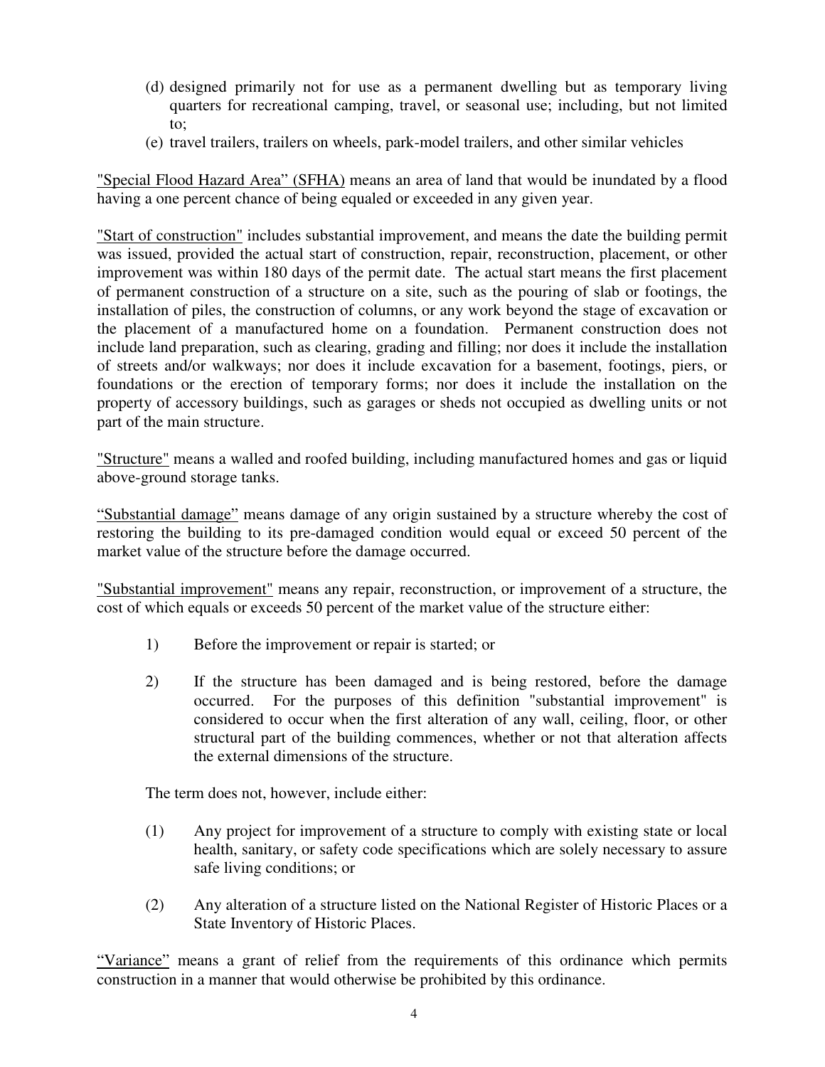(d) designed primarily not for use as a permanent dwelling but as temporary living quarters for recreational camping, travel, or seasonal use; including, but not limited to;

(e) travel trailers, trailers on wheels, park-model trailers, and other similar vehicles

<u>"Special Flood Hazard Area" (SFHA)</u> means an area of land that would be inundated by a flood having a one percent chance of being equaled or exceeded in any given year.

<u>"Start of construction"</u> includes substantial improvement, and means the date the building permit was issued, provided the actual start of construction, repair, reconstruction, placement, or other improvement was within 180 days of the permit date. The actual start means the first placement of permanent construction of a structure on a site, such as the pouring of slab or footings, the installation of piles, the construction of columns, or any work beyond the stage of excavation or the placement of a manufactured home on a foundation. Permanent construction does not include land preparation, such as clearing, grading and filling; nor does it include the installation of streets and/or walkways; nor does it include excavation for a basement, footings, piers, or foundations or the erection of temporary forms; nor does it include the installation on the property of accessory buildings, such as garages or sheds not occupied as dwelling units or not part of the main structure.

<u>"Structure"</u> means a walled and roofed building, including manufactured homes and gas or liquid above-ground storage tanks.

<u>"Substantial damage"</u> means damage of any origin sustained by a structure whereby the cost of restoring the building to its pre-damaged condition would equal or exceed 50 percent of the market value of the structure before the damage occurred.

<u>"Substantial improvement"</u> means any repair, reconstruction, or improvement of a structure, the cost of which equals or exceeds 50 percent of the market value of the structure either:

1) Before the improvement or repair is started; or

2) If the structure has been damaged and is being restored, before the damage occurred. For the purposes of this definition "substantial improvement" is considered to occur when the first alteration of any wall, ceiling, floor, or other structural part of the building commences, whether or not that alteration affects the external dimensions of the structure.

The term does not, however, include either:

(1) Any project for improvement of a structure to comply with existing state or local health, sanitary, or safety code specifications which are solely necessary to assure safe living conditions; or

(2) Any alteration of a structure listed on the National Register of Historic Places or a State Inventory of Historic Places.

<u>"Variance"</u> means a grant of relief from the requirements of this ordinance which permits construction in a manner that would otherwise be prohibited by this ordinance.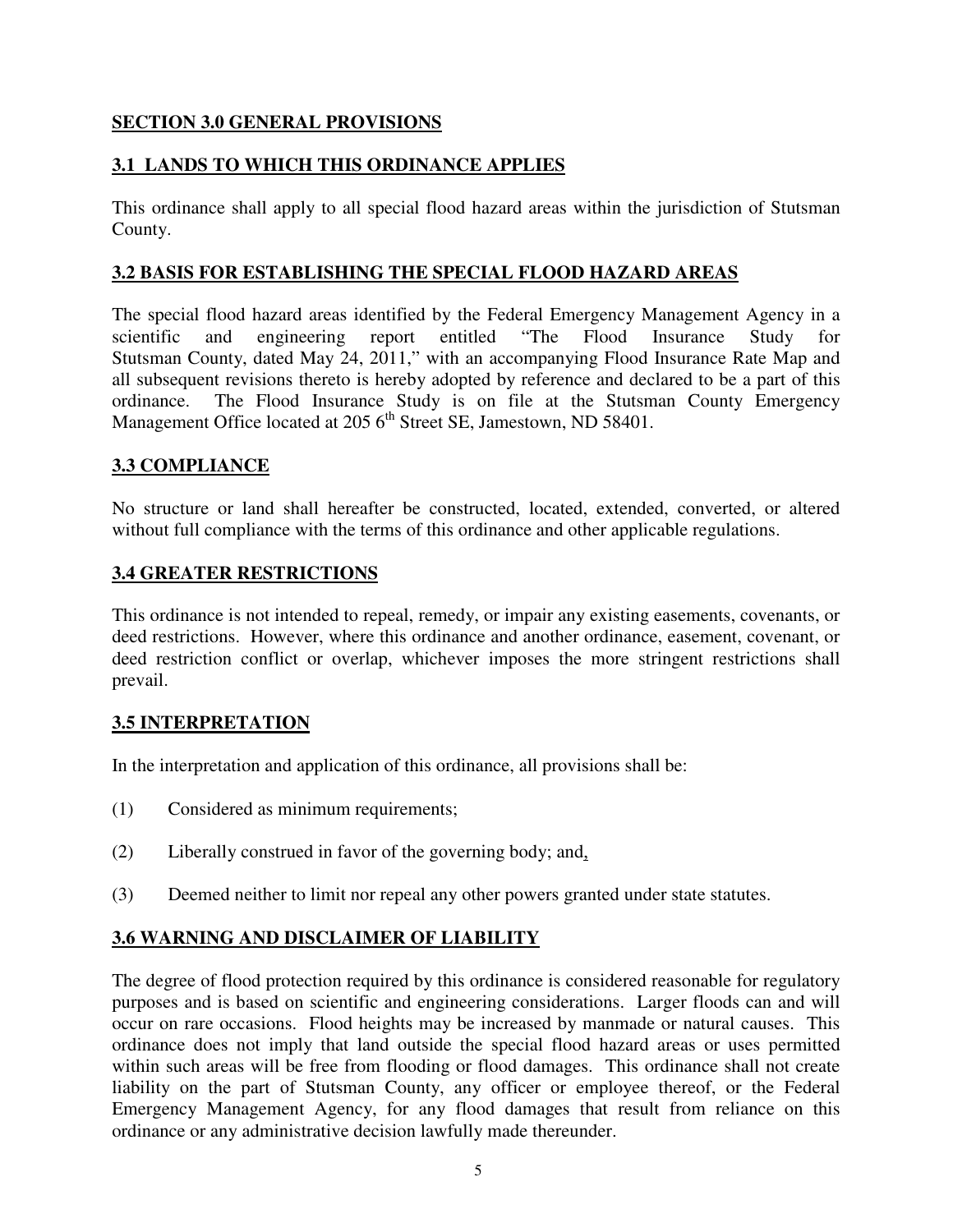## SECTION 3.0 GENERAL PROVISIONS

### 3.1 LANDS TO WHICH THIS ORDINANCE APPLIES

This ordinance shall apply to all special flood hazard areas within the jurisdiction of Stutsman County.

### 3.2 BASIS FOR ESTABLISHING THE SPECIAL FLOOD HAZARD AREAS

The special flood hazard areas identified by the Federal Emergency Management Agency in a scientific and engineering report entitled "The Flood Insurance Study for Stutsman County, dated May 24, 2011," with an accompanying Flood Insurance Rate Map and all subsequent revisions thereto is hereby adopted by reference and declared to be a part of this ordinance. The Flood Insurance Study is on file at the Stutsman County Emergency Management Office located at 205 6th Street SE, Jamestown, ND 58401.

### 3.3 COMPLIANCE

No structure or land shall hereafter be constructed, located, extended, converted, or altered without full compliance with the terms of this ordinance and other applicable regulations.

### 3.4 GREATER RESTRICTIONS

This ordinance is not intended to repeal, remedy, or impair any existing easements, covenants, or deed restrictions. However, where this ordinance and another ordinance, easement, covenant, or deed restriction conflict or overlap, whichever imposes the more stringent restrictions shall prevail.

### 3.5 INTERPRETATION

In the interpretation and application of this ordinance, all provisions shall be:

(1) Considered as minimum requirements;

(2) Liberally construed in favor of the governing body; and,

(3) Deemed neither to limit nor repeal any other powers granted under state statutes.

### 3.6 WARNING AND DISCLAIMER OF LIABILITY

The degree of flood protection required by this ordinance is considered reasonable for regulatory purposes and is based on scientific and engineering considerations. Larger floods can and will occur on rare occasions. Flood heights may be increased by manmade or natural causes. This ordinance does not imply that land outside the special flood hazard areas or uses permitted within such areas will be free from flooding or flood damages. This ordinance shall not create liability on the part of Stutsman County, any officer or employee thereof, or the Federal Emergency Management Agency, for any flood damages that result from reliance on this ordinance or any administrative decision lawfully made thereunder.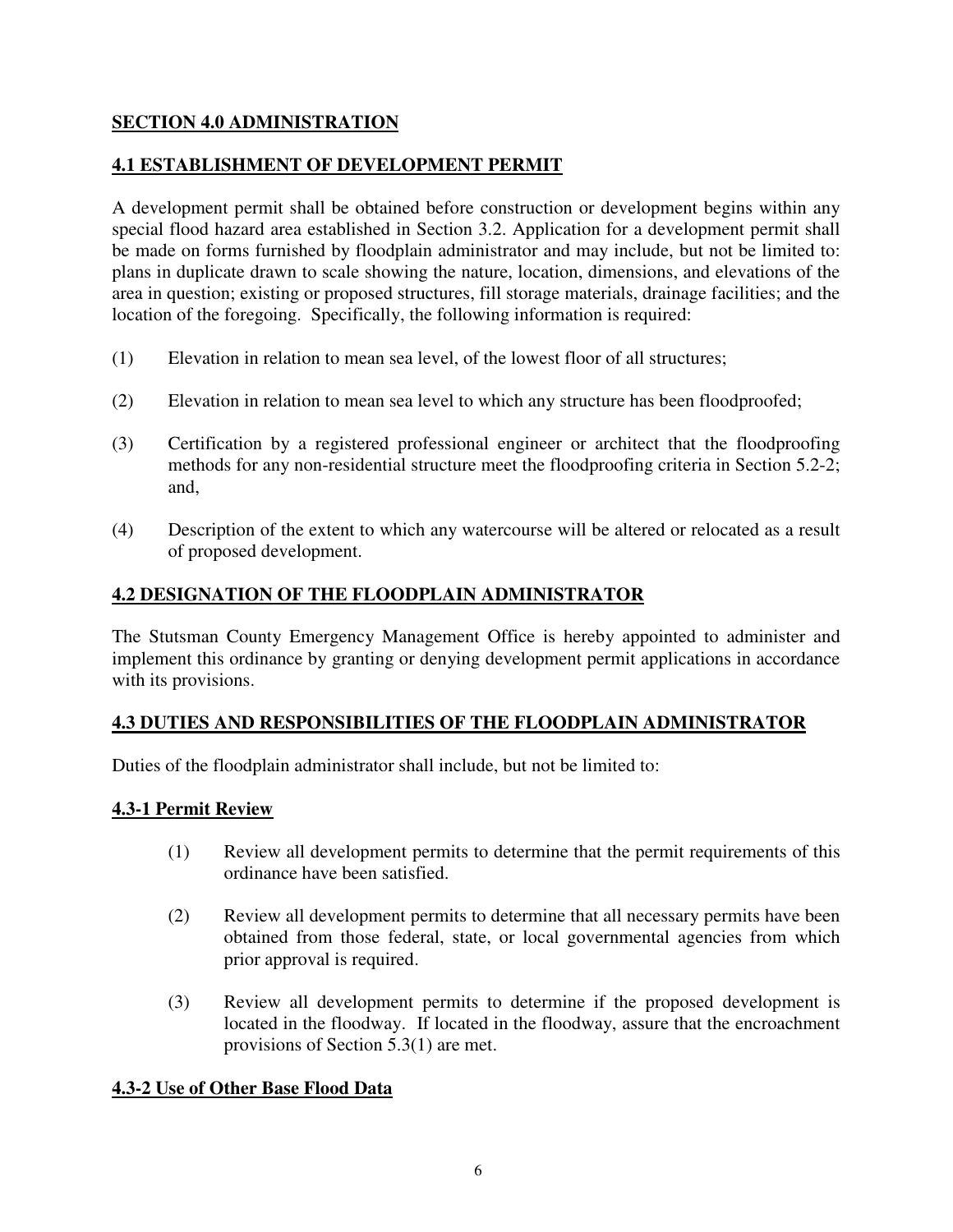## **SECTION 4.0 ADMINISTRATION**

### **4.1 ESTABLISHMENT OF DEVELOPMENT PERMIT**

A development permit shall be obtained before construction or development begins within any special flood hazard area established in Section 3.2. Application for a development permit shall be made on forms furnished by floodplain administrator and may include, but not be limited to: plans in duplicate drawn to scale showing the nature, location, dimensions, and elevations of the area in question; existing or proposed structures, fill storage materials, drainage facilities; and the location of the foregoing. Specifically, the following information is required:

(1) Elevation in relation to mean sea level, of the lowest floor of all structures;

(2) Elevation in relation to mean sea level to which any structure has been floodproofed;

(3) Certification by a registered professional engineer or architect that the floodproofing methods for any non-residential structure meet the floodproofing criteria in Section 5.2-2; and,

(4) Description of the extent to which any watercourse will be altered or relocated as a result of proposed development.

### **4.2 DESIGNATION OF THE FLOODPLAIN ADMINISTRATOR**

The Stutsman County Emergency Management Office is hereby appointed to administer and implement this ordinance by granting or denying development permit applications in accordance with its provisions.

### **4.3 DUTIES AND RESPONSIBILITIES OF THE FLOODPLAIN ADMINISTRATOR**

Duties of the floodplain administrator shall include, but not be limited to:

#### **4.3-1 Permit Review**

(1) Review all development permits to determine that the permit requirements of this ordinance have been satisfied.

(2) Review all development permits to determine that all necessary permits have been obtained from those federal, state, or local governmental agencies from which prior approval is required.

(3) Review all development permits to determine if the proposed development is located in the floodway. If located in the floodway, assure that the encroachment provisions of Section 5.3(1) are met.

#### **4.3-2 Use of Other Base Flood Data**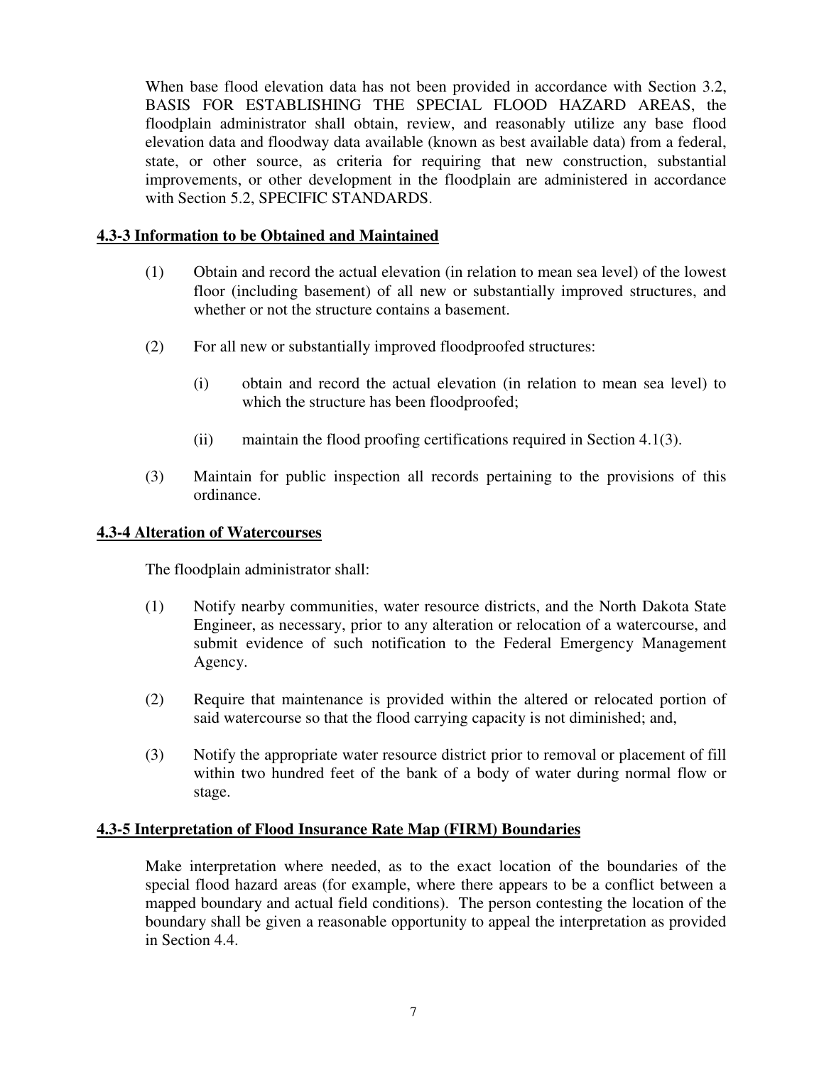When base flood elevation data has not been provided in accordance with Section 3.2, BASIS FOR ESTABLISHING THE SPECIAL FLOOD HAZARD AREAS, the floodplain administrator shall obtain, review, and reasonably utilize any base flood elevation data and floodway data available (known as best available data) from a federal, state, or other source, as criteria for requiring that new construction, substantial improvements, or other development in the floodplain are administered in accordance with Section 5.2, SPECIFIC STANDARDS.

### 4.3-3 Information to be Obtained and Maintained

(1) Obtain and record the actual elevation (in relation to mean sea level) of the lowest floor (including basement) of all new or substantially improved structures, and whether or not the structure contains a basement.

(2) For all new or substantially improved floodproofed structures:

   (i) obtain and record the actual elevation (in relation to mean sea level) to which the structure has been floodproofed;

   (ii) maintain the flood proofing certifications required in Section 4.1(3).

(3) Maintain for public inspection all records pertaining to the provisions of this ordinance.

### 4.3-4 Alteration of Watercourses

The floodplain administrator shall:

(1) Notify nearby communities, water resource districts, and the North Dakota State Engineer, as necessary, prior to any alteration or relocation of a watercourse, and submit evidence of such notification to the Federal Emergency Management Agency.

(2) Require that maintenance is provided within the altered or relocated portion of said watercourse so that the flood carrying capacity is not diminished; and,

(3) Notify the appropriate water resource district prior to removal or placement of fill within two hundred feet of the bank of a body of water during normal flow or stage.

### 4.3-5 Interpretation of Flood Insurance Rate Map (FIRM) Boundaries

Make interpretation where needed, as to the exact location of the boundaries of the special flood hazard areas (for example, where there appears to be a conflict between a mapped boundary and actual field conditions). The person contesting the location of the boundary shall be given a reasonable opportunity to appeal the interpretation as provided in Section 4.4.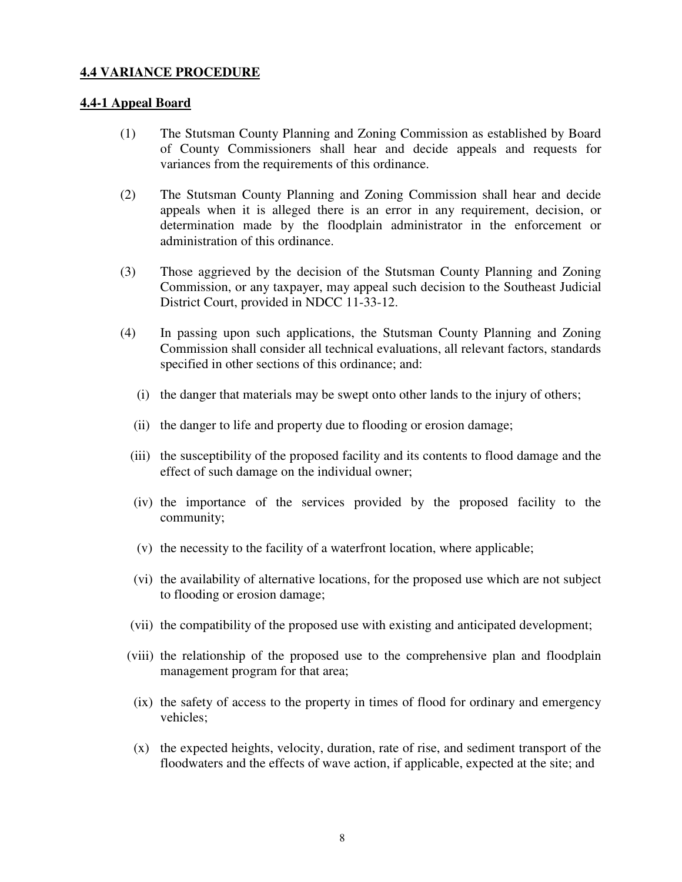**4.4 VARIANCE PROCEDURE**

**4.4-1 Appeal Board**

(1) The Stutsman County Planning and Zoning Commission as established by Board of County Commissioners shall hear and decide appeals and requests for variances from the requirements of this ordinance.

(2) The Stutsman County Planning and Zoning Commission shall hear and decide appeals when it is alleged there is an error in any requirement, decision, or determination made by the floodplain administrator in the enforcement or administration of this ordinance.

(3) Those aggrieved by the decision of the Stutsman County Planning and Zoning Commission, or any taxpayer, may appeal such decision to the Southeast Judicial District Court, provided in NDCC 11-33-12.

(4) In passing upon such applications, the Stutsman County Planning and Zoning Commission shall consider all technical evaluations, all relevant factors, standards specified in other sections of this ordinance; and:

- (i) the danger that materials may be swept onto other lands to the injury of others;
- (ii) the danger to life and property due to flooding or erosion damage;
- (iii) the susceptibility of the proposed facility and its contents to flood damage and the effect of such damage on the individual owner;
- (iv) the importance of the services provided by the proposed facility to the community;
- (v) the necessity to the facility of a waterfront location, where applicable;
- (vi) the availability of alternative locations, for the proposed use which are not subject to flooding or erosion damage;
- (vii) the compatibility of the proposed use with existing and anticipated development;
- (viii) the relationship of the proposed use to the comprehensive plan and floodplain management program for that area;
- (ix) the safety of access to the property in times of flood for ordinary and emergency vehicles;
- (x) the expected heights, velocity, duration, rate of rise, and sediment transport of the floodwaters and the effects of wave action, if applicable, expected at the site; and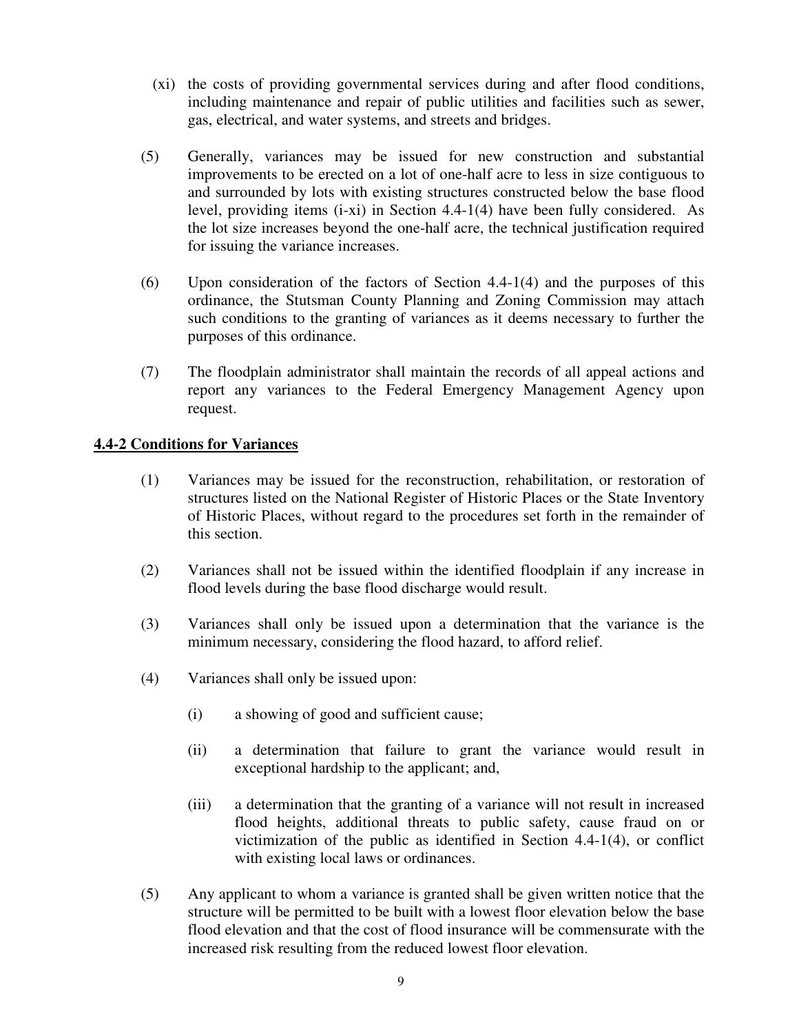(xi) the costs of providing governmental services during and after flood conditions, including maintenance and repair of public utilities and facilities such as sewer, gas, electrical, and water systems, and streets and bridges.

(5) Generally, variances may be issued for new construction and substantial improvements to be erected on a lot of one-half acre to less in size contiguous to and surrounded by lots with existing structures constructed below the base flood level, providing items (i-xi) in Section 4.4-1(4) have been fully considered. As the lot size increases beyond the one-half acre, the technical justification required for issuing the variance increases.

(6) Upon consideration of the factors of Section 4.4-1(4) and the purposes of this ordinance, the Stutsman County Planning and Zoning Commission may attach such conditions to the granting of variances as it deems necessary to further the purposes of this ordinance.

(7) The floodplain administrator shall maintain the records of all appeal actions and report any variances to the Federal Emergency Management Agency upon request.

**4.4-2 Conditions for Variances**

(1) Variances may be issued for the reconstruction, rehabilitation, or restoration of structures listed on the National Register of Historic Places or the State Inventory of Historic Places, without regard to the procedures set forth in the remainder of this section.

(2) Variances shall not be issued within the identified floodplain if any increase in flood levels during the base flood discharge would result.

(3) Variances shall only be issued upon a determination that the variance is the minimum necessary, considering the flood hazard, to afford relief.

(4) Variances shall only be issued upon:

(i) a showing of good and sufficient cause;

(ii) a determination that failure to grant the variance would result in exceptional hardship to the applicant; and,

(iii) a determination that the granting of a variance will not result in increased flood heights, additional threats to public safety, cause fraud on or victimization of the public as identified in Section 4.4-1(4), or conflict with existing local laws or ordinances.

(5) Any applicant to whom a variance is granted shall be given written notice that the structure will be permitted to be built with a lowest floor elevation below the base flood elevation and that the cost of flood insurance will be commensurate with the increased risk resulting from the reduced lowest floor elevation.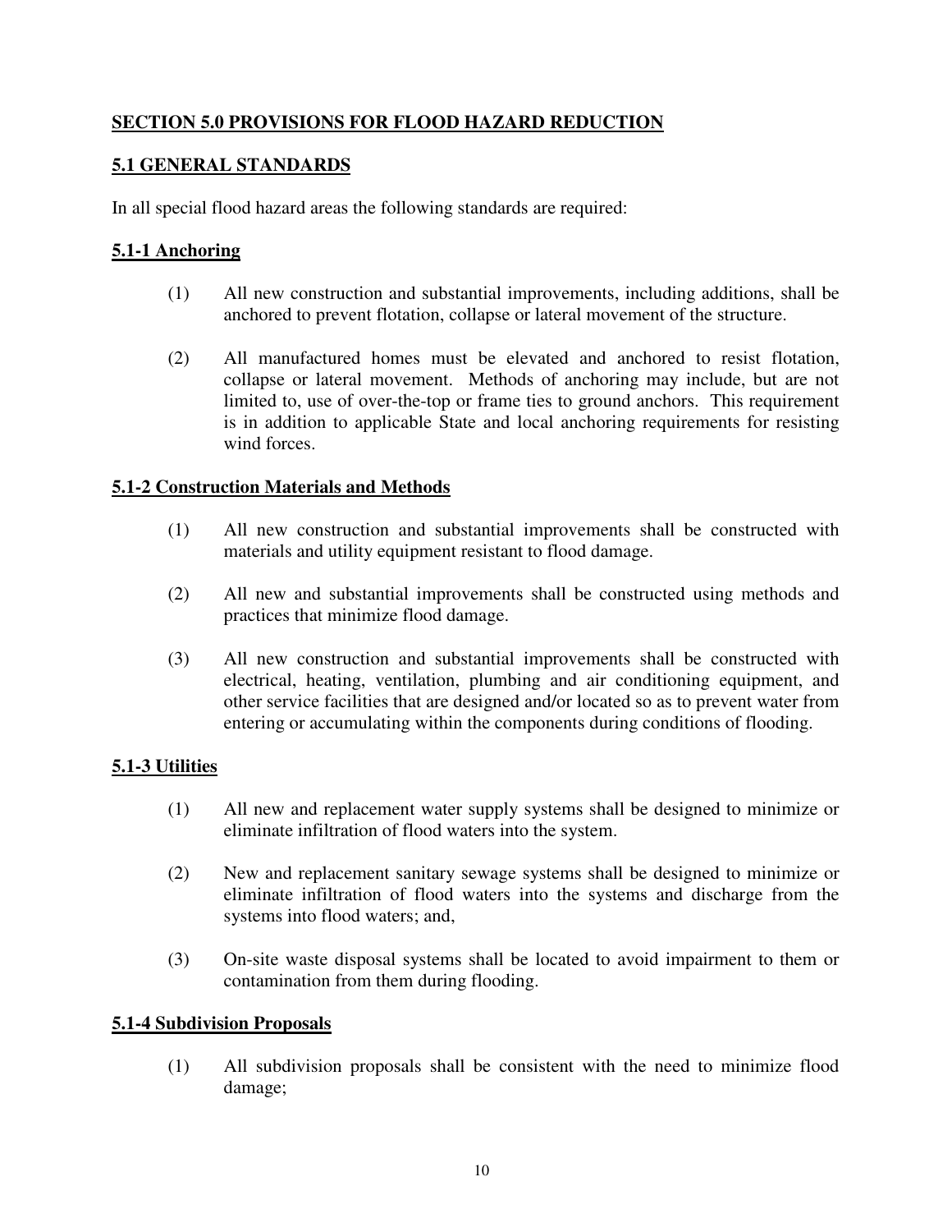## SECTION 5.0 PROVISIONS FOR FLOOD HAZARD REDUCTION

### 5.1 GENERAL STANDARDS

In all special flood hazard areas the following standards are required:

#### 5.1-1 Anchoring

(1) All new construction and substantial improvements, including additions, shall be anchored to prevent flotation, collapse or lateral movement of the structure.

(2) All manufactured homes must be elevated and anchored to resist flotation, collapse or lateral movement. Methods of anchoring may include, but are not limited to, use of over-the-top or frame ties to ground anchors. This requirement is in addition to applicable State and local anchoring requirements for resisting wind forces.

#### 5.1-2 Construction Materials and Methods

(1) All new construction and substantial improvements shall be constructed with materials and utility equipment resistant to flood damage.

(2) All new and substantial improvements shall be constructed using methods and practices that minimize flood damage.

(3) All new construction and substantial improvements shall be constructed with electrical, heating, ventilation, plumbing and air conditioning equipment, and other service facilities that are designed and/or located so as to prevent water from entering or accumulating within the components during conditions of flooding.

#### 5.1-3 Utilities

(1) All new and replacement water supply systems shall be designed to minimize or eliminate infiltration of flood waters into the system.

(2) New and replacement sanitary sewage systems shall be designed to minimize or eliminate infiltration of flood waters into the systems and discharge from the systems into flood waters; and,

(3) On-site waste disposal systems shall be located to avoid impairment to them or contamination from them during flooding.

#### 5.1-4 Subdivision Proposals

(1) All subdivision proposals shall be consistent with the need to minimize flood damage;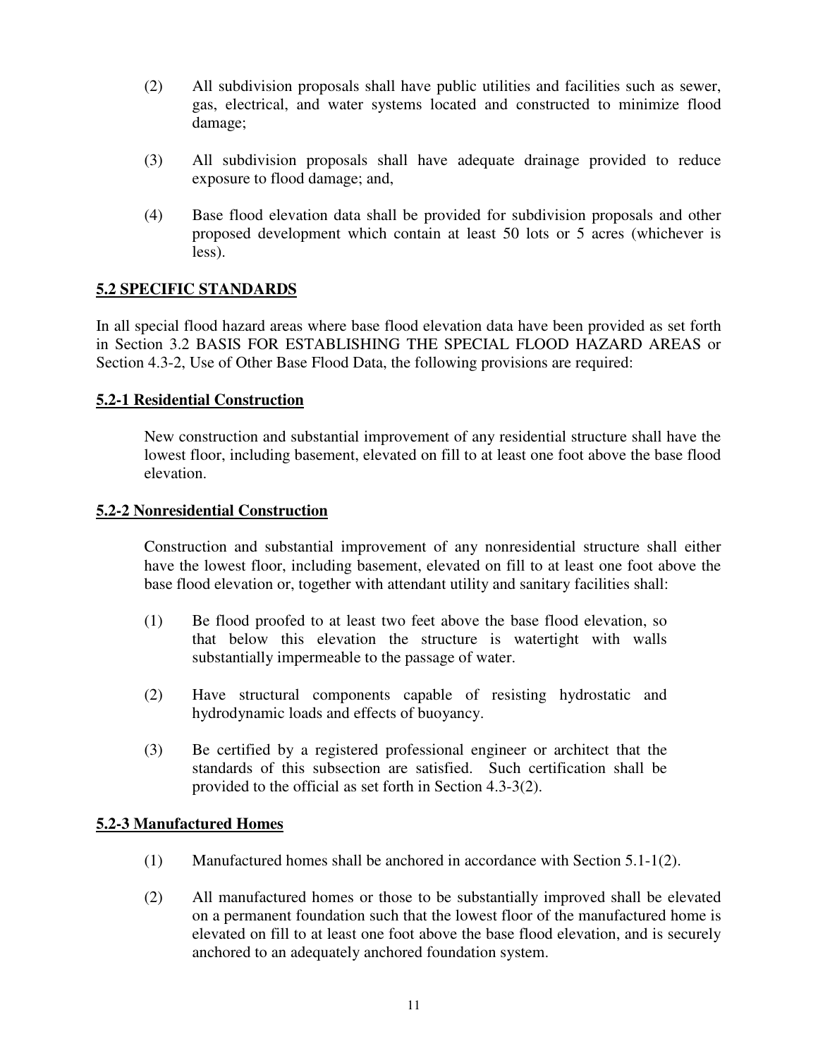(2) All subdivision proposals shall have public utilities and facilities such as sewer, gas, electrical, and water systems located and constructed to minimize flood damage;

(3) All subdivision proposals shall have adequate drainage provided to reduce exposure to flood damage; and,

(4) Base flood elevation data shall be provided for subdivision proposals and other proposed development which contain at least 50 lots or 5 acres (whichever is less).

## 5.2 SPECIFIC STANDARDS

In all special flood hazard areas where base flood elevation data have been provided as set forth in Section 3.2 BASIS FOR ESTABLISHING THE SPECIAL FLOOD HAZARD AREAS or Section 4.3-2, Use of Other Base Flood Data, the following provisions are required:

### 5.2-1 Residential Construction

New construction and substantial improvement of any residential structure shall have the lowest floor, including basement, elevated on fill to at least one foot above the base flood elevation.

### 5.2-2 Nonresidential Construction

Construction and substantial improvement of any nonresidential structure shall either have the lowest floor, including basement, elevated on fill to at least one foot above the base flood elevation or, together with attendant utility and sanitary facilities shall:

(1) Be flood proofed to at least two feet above the base flood elevation, so that below this elevation the structure is watertight with walls substantially impermeable to the passage of water.

(2) Have structural components capable of resisting hydrostatic and hydrodynamic loads and effects of buoyancy.

(3) Be certified by a registered professional engineer or architect that the standards of this subsection are satisfied. Such certification shall be provided to the official as set forth in Section 4.3-3(2).

### 5.2-3 Manufactured Homes

(1) Manufactured homes shall be anchored in accordance with Section 5.1-1(2).

(2) All manufactured homes or those to be substantially improved shall be elevated on a permanent foundation such that the lowest floor of the manufactured home is elevated on fill to at least one foot above the base flood elevation, and is securely anchored to an adequately anchored foundation system.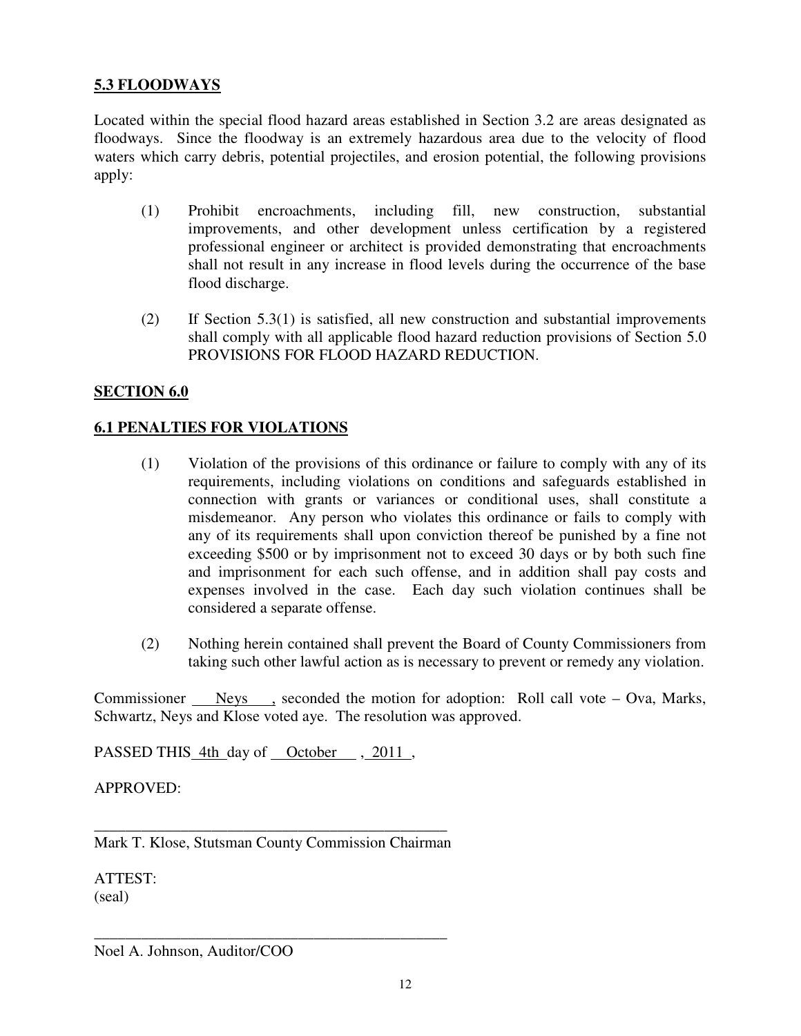**5.3 FLOODWAYS**

Located within the special flood hazard areas established in Section 3.2 are areas designated as floodways. Since the floodway is an extremely hazardous area due to the velocity of flood waters which carry debris, potential projectiles, and erosion potential, the following provisions apply:

(1) Prohibit encroachments, including fill, new construction, substantial improvements, and other development unless certification by a registered professional engineer or architect is provided demonstrating that encroachments shall not result in any increase in flood levels during the occurrence of the base flood discharge.

(2) If Section 5.3(1) is satisfied, all new construction and substantial improvements shall comply with all applicable flood hazard reduction provisions of Section 5.0 PROVISIONS FOR FLOOD HAZARD REDUCTION.

**SECTION 6.0**

**6.1 PENALTIES FOR VIOLATIONS**

(1) Violation of the provisions of this ordinance or failure to comply with any of its requirements, including violations on conditions and safeguards established in connection with grants or variances or conditional uses, shall constitute a misdemeanor. Any person who violates this ordinance or fails to comply with any of its requirements shall upon conviction thereof be punished by a fine not exceeding $500 or by imprisonment not to exceed 30 days or by both such fine and imprisonment for each such offense, and in addition shall pay costs and expenses involved in the case. Each day such violation continues shall be considered a separate offense.

(2) Nothing herein contained shall prevent the Board of County Commissioners from taking such other lawful action as is necessary to prevent or remedy any violation.

Commissioner Neys, seconded the motion for adoption: Roll call vote – Ova, Marks, Schwartz, Neys and Klose voted aye. The resolution was approved.

PASSED THIS 4th day of October, 2011,

APPROVED:

\_\_\_\_\_\_\_\_\_\_\_\_\_\_\_\_\_\_\_\_\_\_\_\_\_\_\_\_\_\_\_\_\_\_\_\_\_\_\_\_\_\_\_\_\_\_

Mark T. Klose, Stutsman County Commission Chairman

ATTEST:
(seal)

\_\_\_\_\_\_\_\_\_\_\_\_\_\_\_\_\_\_\_\_\_\_\_\_\_\_\_\_\_\_\_\_\_\_\_\_\_\_\_\_\_\_\_\_\_\_

Noel A. Johnson, Auditor/COO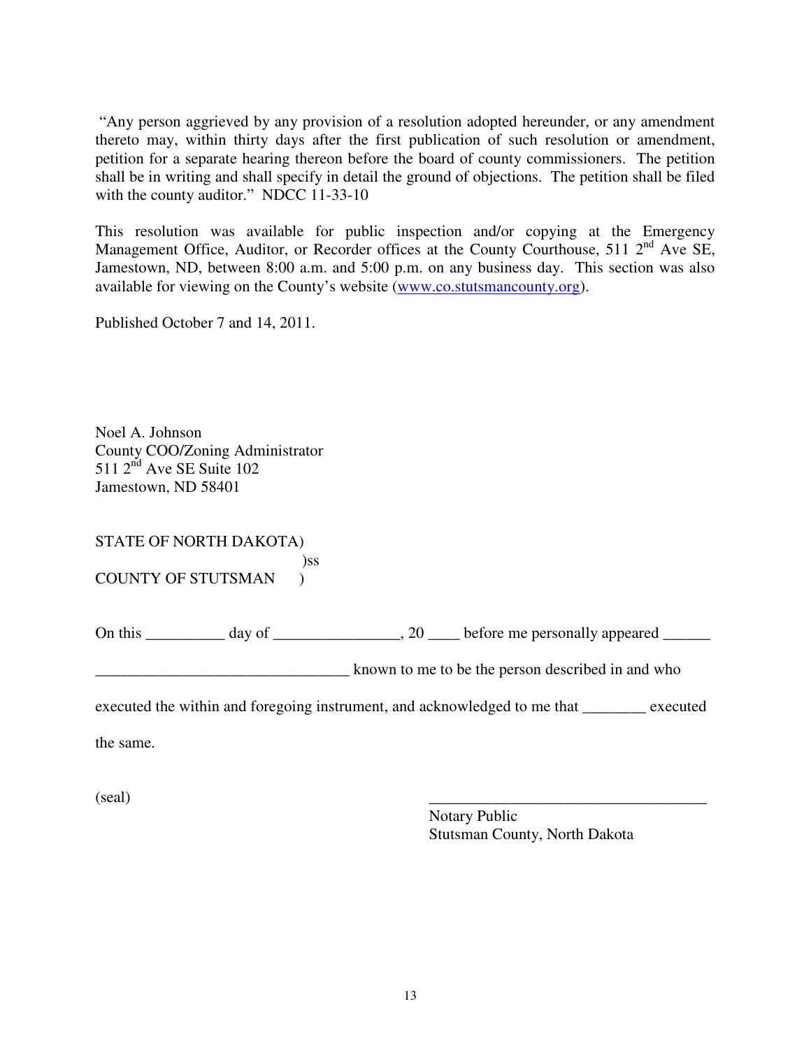"Any person aggrieved by any provision of a resolution adopted hereunder, or any amendment thereto may, within thirty days after the first publication of such resolution or amendment, petition for a separate hearing thereon before the board of county commissioners. The petition shall be in writing and shall specify in detail the ground of objections. The petition shall be filed with the county auditor." NDCC 11-33-10

This resolution was available for public inspection and/or copying at the Emergency Management Office, Auditor, or Recorder offices at the County Courthouse, 511 2nd Ave SE, Jamestown, ND, between 8:00 a.m. and 5:00 p.m. on any business day. This section was also available for viewing on the County's website (www.co.stutsmancounty.org).

Published October 7 and 14, 2011.

Noel A. Johnson
County COO/Zoning Administrator
511 2nd Ave SE Suite 102
Jamestown, ND 58401

STATE OF NORTH DAKOTA)
)ss
COUNTY OF STUTSMAN )

On this __________ day of ________________, 20 ____ before me personally appeared ______ ________________________________ known to me to be the person described in and who executed the within and foregoing instrument, and acknowledged to me that ________ executed the same.

(seal)

____________________________________
Notary Public
Stutsman County, North Dakota